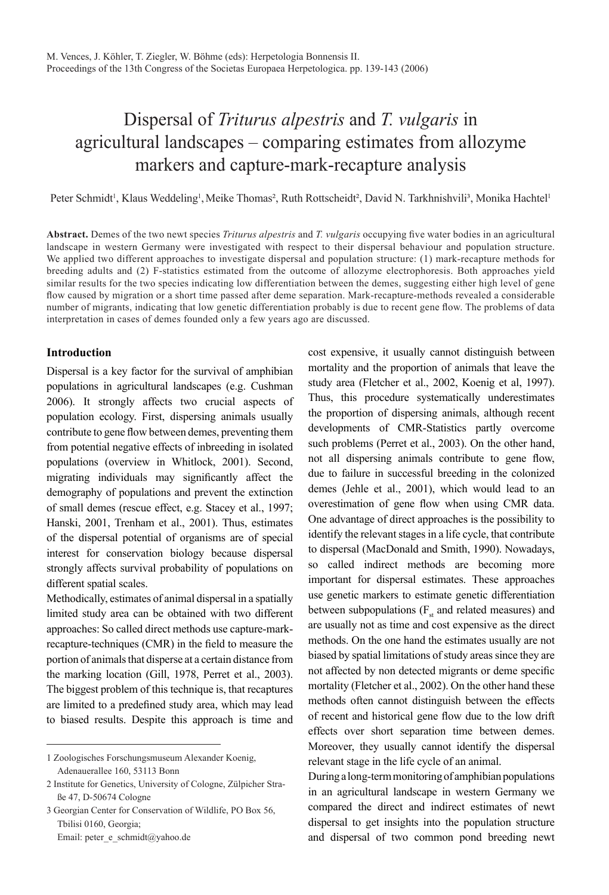# Dispersal of *Triturus alpestris* and *T. vulgaris* in agricultural landscapes – comparing estimates from allozyme markers and capture-mark-recapture analysis

Peter Schmidt[1], Klaus Weddeling[1], Meike Thomas[2], Ruth Rottscheidt[2], David N. Tarkhnishvili[3], Monika Hachtel[1]

**Abstract.** Demes of the two newt species *Triturus alpestris* and *T. vulgaris* occupying five water bodies in an agricultural landscape in western Germany were investigated with respect to their dispersal behaviour and population structure. We applied two different approaches to investigate dispersal and population structure: (1) mark-recapture methods for breeding adults and (2) F-statistics estimated from the outcome of allozyme electrophoresis. Both approaches yield similar results for the two species indicating low differentiation between the demes, suggesting either high level of gene flow caused by migration or a short time passed after deme separation. Mark-recapture-methods revealed a considerable number of migrants, indicating that low genetic differentiation probably is due to recent gene flow. The problems of data interpretation in cases of demes founded only a few years ago are discussed.

## Introduction

Dispersal is a key factor for the survival of amphibian populations in agricultural landscapes (e.g. Cushman 2006). It strongly affects two crucial aspects of population ecology. First, dispersing animals usually contribute to gene flow between demes, preventing them from potential negative effects of inbreeding in isolated populations (overview in Whitlock, 2001). Second, migrating individuals may significantly affect the demography of populations and prevent the extinction of small demes (rescue effect, e.g. Stacey et al., 1997; Hanski, 2001, Trenham et al., 2001). Thus, estimates of the dispersal potential of organisms are of special interest for conservation biology because dispersal strongly affects survival probability of populations on different spatial scales.

Methodically, estimates of animal dispersal in a spatially limited study area can be obtained with two different approaches: So called direct methods use capture-mark-recapture-techniques (CMR) in the field to measure the portion of animals that disperse at a certain distance from the marking location (Gill, 1978, Perret et al., 2003). The biggest problem of this technique is, that recaptures are limited to a predefined study area, which may lead to biased results. Despite this approach is time and cost expensive, it usually cannot distinguish between mortality and the proportion of animals that leave the study area (Fletcher et al., 2002, Koenig et al, 1997). Thus, this procedure systematically underestimates the proportion of dispersing animals, although recent developments of CMR-Statistics partly overcome such problems (Perret et al., 2003). On the other hand, not all dispersing animals contribute to gene flow, due to failure in successful breeding in the colonized demes (Jehle et al., 2001), which would lead to an overestimation of gene flow when using CMR data. One advantage of direct approaches is the possibility to identify the relevant stages in a life cycle, that contribute to dispersal (MacDonald and Smith, 1990). Nowadays, so called indirect methods are becoming more important for dispersal estimates. These approaches use genetic markers to estimate genetic differentiation between subpopulations ($F_{st}$ and related measures) and are usually not as time and cost expensive as the direct methods. On the one hand the estimates usually are not biased by spatial limitations of study areas since they are not affected by non detected migrants or deme specific mortality (Fletcher et al., 2002). On the other hand these methods often cannot distinguish between the effects of recent and historical gene flow due to the low drift effects over short separation time between demes. Moreover, they usually cannot identify the dispersal relevant stage in the life cycle of an animal.

During a long-term monitoring of amphibian populations in an agricultural landscape in western Germany we compared the direct and indirect estimates of newt dispersal to get insights into the population structure and dispersal of two common pond breeding newt

---

1 Zoologisches Forschungsmuseum Alexander Koenig, Adenauerallee 160, 53113 Bonn

2 Institute for Genetics, University of Cologne, Zülpicher Straße 47, D-50674 Cologne

3 Georgian Center for Conservation of Wildlife, PO Box 56, Tbilisi 0160, Georgia;
Email: peter_e_schmidt@yahoo.de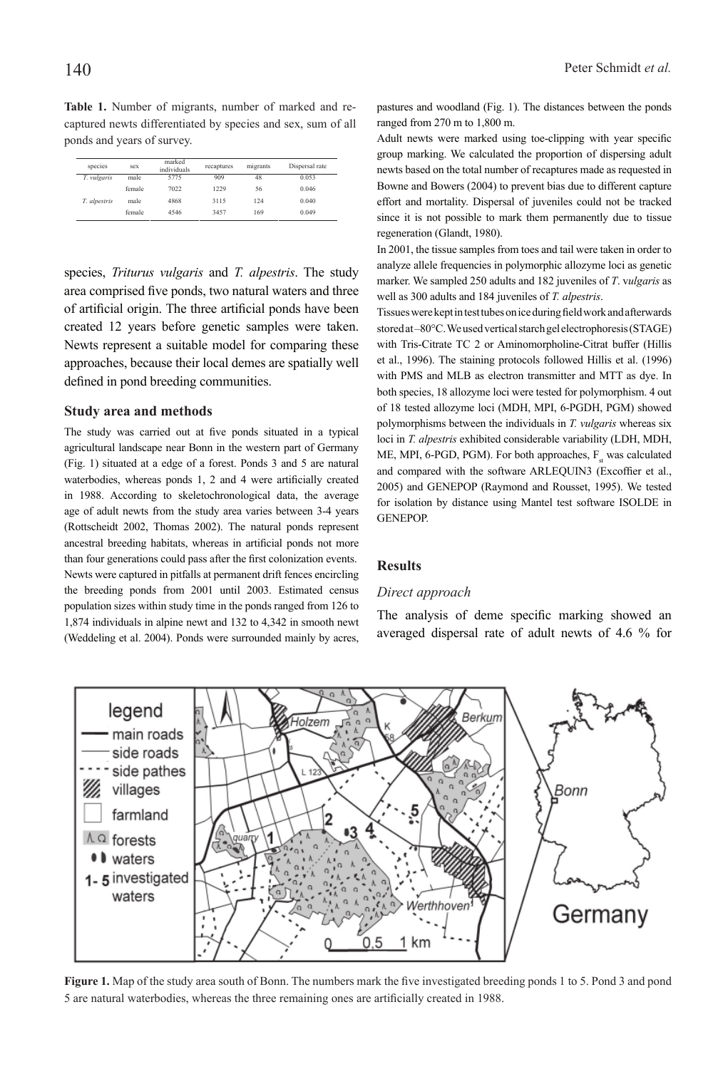**Table 1.** Number of migrants, number of marked and recaptured newts differentiated by species and sex, sum of all ponds and years of survey.

| species | sex | marked individuals | recaptures | migrants | Dispersal rate |
|---|---|---|---|---|---|
| *T. vulgaris* | male | 5775 | 909 | 48 | 0.053 |
| | female | 7022 | 1229 | 56 | 0.046 |
| *T. alpestris* | male | 4868 | 3115 | 124 | 0.040 |
| | female | 4546 | 3457 | 169 | 0.049 |

species, *Triturus vulgaris* and *T. alpestris*. The study area comprised five ponds, two natural waters and three of artificial origin. The three artificial ponds have been created 12 years before genetic samples were taken. Newts represent a suitable model for comparing these approaches, because their local demes are spatially well defined in pond breeding communities.

## Study area and methods

The study was carried out at five ponds situated in a typical agricultural landscape near Bonn in the western part of Germany (Fig. 1) situated at a edge of a forest. Ponds 3 and 5 are natural waterbodies, whereas ponds 1, 2 and 4 were artificially created in 1988. According to skeletochronological data, the average age of adult newts from the study area varies between 3-4 years (Rottscheidt 2002, Thomas 2002). The natural ponds represent ancestral breeding habitats, whereas in artificial ponds not more than four generations could pass after the first colonization events. Newts were captured in pitfalls at permanent drift fences encircling the breeding ponds from 2001 until 2003. Estimated census population sizes within study time in the ponds ranged from 126 to 1,874 individuals in alpine newt and 132 to 4,342 in smooth newt (Weddeling et al. 2004). Ponds were surrounded mainly by acres, pastures and woodland (Fig. 1). The distances between the ponds ranged from 270 m to 1,800 m.

Adult newts were marked using toe-clipping with year specific group marking. We calculated the proportion of dispersing adult newts based on the total number of recaptures made as requested in Bowne and Bowers (2004) to prevent bias due to different capture effort and mortality. Dispersal of juveniles could not be tracked since it is not possible to mark them permanently due to tissue regeneration (Glandt, 1980).

In 2001, the tissue samples from toes and tail were taken in order to analyze allele frequencies in polymorphic allozyme loci as genetic marker. We sampled 250 adults and 182 juveniles of *T. vulgaris* as well as 300 adults and 184 juveniles of *T. alpestris*.

Tissues were kept in test tubes on ice during field work and afterwards stored at –80°C. We used vertical starch gel electrophoresis (STAGE) with Tris-Citrate TC 2 or Aminomorpholine-Citrat buffer (Hillis et al., 1996). The staining protocols followed Hillis et al. (1996) with PMS and MLB as electron transmitter and MTT as dye. In both species, 18 allozyme loci were tested for polymorphism. 4 out of 18 tested allozyme loci (MDH, MPI, 6-PGDH, PGM) showed polymorphisms between the individuals in *T. vulgaris* whereas six loci in *T. alpestris* exhibited considerable variability (LDH, MDH, ME, MPI, 6-PGD, PGM). For both approaches, $F_{st}$ was calculated and compared with the software ARLEQUIN3 (Excoffier et al., 2005) and GENEPOP (Raymond and Rousset, 1995). We tested for isolation by distance using Mantel test software ISOLDE in GENEPOP.

## Results

### *Direct approach*

The analysis of deme specific marking showed an averaged dispersal rate of adult newts of 4.6 % for

**Figure 1.** Map of the study area south of Bonn. The numbers mark the five investigated breeding ponds 1 to 5. Pond 3 and pond 5 are natural waterbodies, whereas the three remaining ones are artificially created in 1988.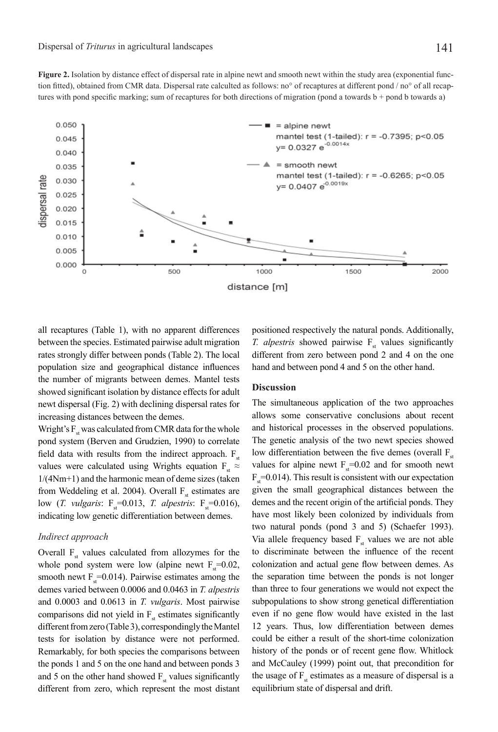**Figure 2.** Isolation by distance effect of dispersal rate in alpine newt and smooth newt within the study area (exponential function fitted), obtained from CMR data. Dispersal rate calculted as follows: no° of recaptures at different pond / no° of all recaptures with pond specific marking; sum of recaptures for both directions of migration (pond a towards b + pond b towards a)

all recaptures (Table 1), with no apparent differences between the species. Estimated pairwise adult migration rates strongly differ between ponds (Table 2). The local population size and geographical distance influences the number of migrants between demes. Mantel tests showed significant isolation by distance effects for adult newt dispersal (Fig. 2) with declining dispersal rates for increasing distances between the demes.

Wright's $F_{st}$ was calculated from CMR data for the whole pond system (Berven and Grudzien, 1990) to correlate field data with results from the indirect approach. $F_{st}$ values were calculated using Wrights equation $F_{st} \approx 1/(4Nm+1)$ and the harmonic mean of deme sizes (taken from Weddeling et al. 2004). Overall $F_{st}$ estimates are low (*T. vulgaris*: $F_{st}$=0.013, *T. alpestris*: $F_{st}$=0.016), indicating low genetic differentiation between demes.

### *Indirect approach*

Overall $F_{st}$ values calculated from allozymes for the whole pond system were low (alpine newt $F_{st}$=0.02, smooth newt $F_{st}$=0.014). Pairwise estimates among the demes varied between 0.0006 and 0.0463 in *T. alpestris* and 0.0003 and 0.0613 in *T. vulgaris*. Most pairwise comparisons did not yield in $F_{st}$ estimates significantly different from zero (Table 3), correspondingly the Mantel tests for isolation by distance were not performed. Remarkably, for both species the comparisons between the ponds 1 and 5 on the one hand and between ponds 3 and 5 on the other hand showed $F_{st}$ values significantly different from zero, which represent the most distant positioned respectively the natural ponds. Additionally, *T. alpestris* showed pairwise $F_{st}$ values significantly different from zero between pond 2 and 4 on the one hand and between pond 4 and 5 on the other hand.

## Discussion

The simultaneous application of the two approaches allows some conservative conclusions about recent and historical processes in the observed populations. The genetic analysis of the two newt species showed low differentiation between the five demes (overall $F_{st}$ values for alpine newt $F_{st}$=0.02 and for smooth newt $F_{st}$=0.014). This result is consistent with our expectation given the small geographical distances between the demes and the recent origin of the artificial ponds. They have most likely been colonized by individuals from two natural ponds (pond 3 and 5) (Schaefer 1993). Via allele frequency based $F_{st}$ values we are not able to discriminate between the influence of the recent colonization and actual gene flow between demes. As the separation time between the ponds is not longer than three to four generations we would not expect the subpopulations to show strong genetical differentiation even if no gene flow would have existed in the last 12 years. Thus, low differentiation between demes could be either a result of the short-time colonization history of the ponds or of recent gene flow. Whitlock and McCauley (1999) point out, that precondition for the usage of $F_{st}$ estimates as a measure of dispersal is a equilibrium state of dispersal and drift.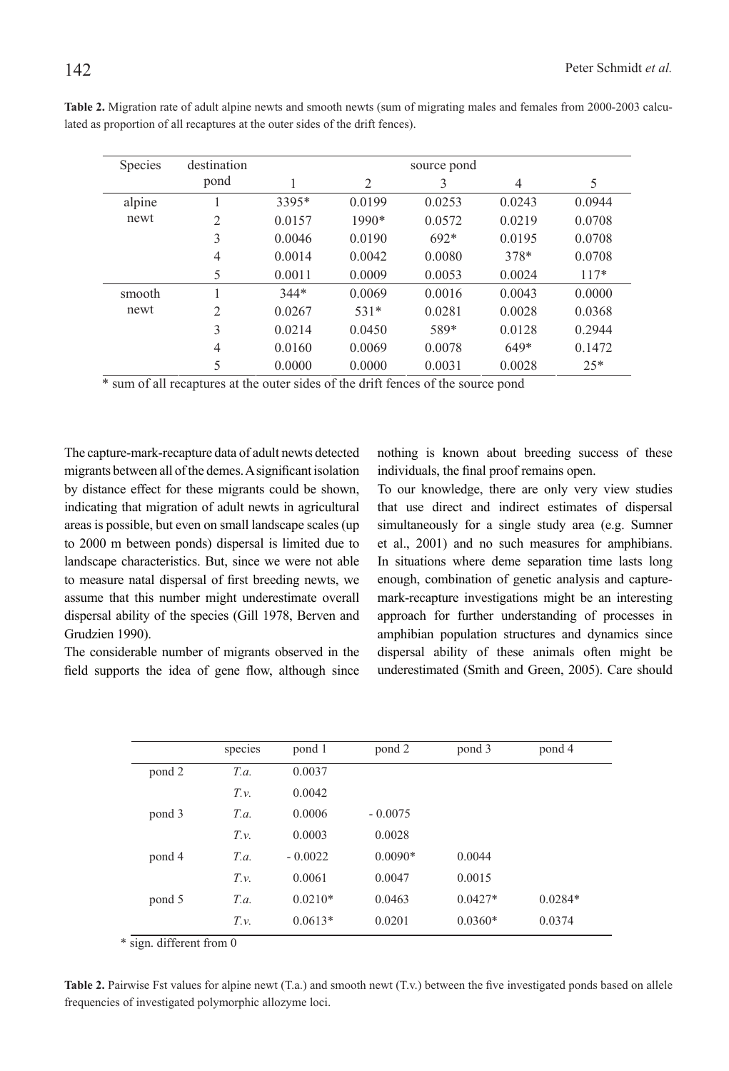**Table 2.** Migration rate of adult alpine newts and smooth newts (sum of migrating males and females from 2000-2003 calculated as proportion of all recaptures at the outer sides of the drift fences).

| Species | destination pond | source pond | | | | |
|---|---|---|---|---|---|---|
| | | 1 | 2 | 3 | 4 | 5 |
| alpine newt | 1 | 3395* | 0.0199 | 0.0253 | 0.0243 | 0.0944 |
| | 2 | 0.0157 | 1990* | 0.0572 | 0.0219 | 0.0708 |
| | 3 | 0.0046 | 0.0190 | 692* | 0.0195 | 0.0708 |
| | 4 | 0.0014 | 0.0042 | 0.0080 | 378* | 0.0708 |
| | 5 | 0.0011 | 0.0009 | 0.0053 | 0.0024 | 117* |
| smooth newt | 1 | 344* | 0.0069 | 0.0016 | 0.0043 | 0.0000 |
| | 2 | 0.0267 | 531* | 0.0281 | 0.0028 | 0.0368 |
| | 3 | 0.0214 | 0.0450 | 589* | 0.0128 | 0.2944 |
| | 4 | 0.0160 | 0.0069 | 0.0078 | 649* | 0.1472 |
| | 5 | 0.0000 | 0.0000 | 0.0031 | 0.0028 | 25* |

\* sum of all recaptures at the outer sides of the drift fences of the source pond

The capture-mark-recapture data of adult newts detected migrants between all of the demes. A significant isolation by distance effect for these migrants could be shown, indicating that migration of adult newts in agricultural areas is possible, but even on small landscape scales (up to 2000 m between ponds) dispersal is limited due to landscape characteristics. But, since we were not able to measure natal dispersal of first breeding newts, we assume that this number might underestimate overall dispersal ability of the species (Gill 1978, Berven and Grudzien 1990).

The considerable number of migrants observed in the field supports the idea of gene flow, although since nothing is known about breeding success of these individuals, the final proof remains open.

To our knowledge, there are only very view studies that use direct and indirect estimates of dispersal simultaneously for a single study area (e.g. Sumner et al., 2001) and no such measures for amphibians. In situations where deme separation time lasts long enough, combination of genetic analysis and capture-mark-recapture investigations might be an interesting approach for further understanding of processes in amphibian population structures and dynamics since dispersal ability of these animals often might be underestimated (Smith and Green, 2005). Care should

| | species | pond 1 | pond 2 | pond 3 | pond 4 |
|---|---|---|---|---|---|
| pond 2 | *T.a.* | 0.0037 | | | |
| | *T.v.* | 0.0042 | | | |
| pond 3 | *T.a.* | 0.0006 | - 0.0075 | | |
| | *T.v.* | 0.0003 | 0.0028 | | |
| pond 4 | *T.a.* | - 0.0022 | 0.0090* | 0.0044 | |
| | *T.v.* | 0.0061 | 0.0047 | 0.0015 | |
| pond 5 | *T.a.* | 0.0210* | 0.0463 | 0.0427* | 0.0284* |
| | *T.v.* | 0.0613* | 0.0201 | 0.0360* | 0.0374 |

\* sign. different from 0

**Table 2.** Pairwise Fst values for alpine newt (T.a.) and smooth newt (T.v.) between the five investigated ponds based on allele frequencies of investigated polymorphic allozyme loci.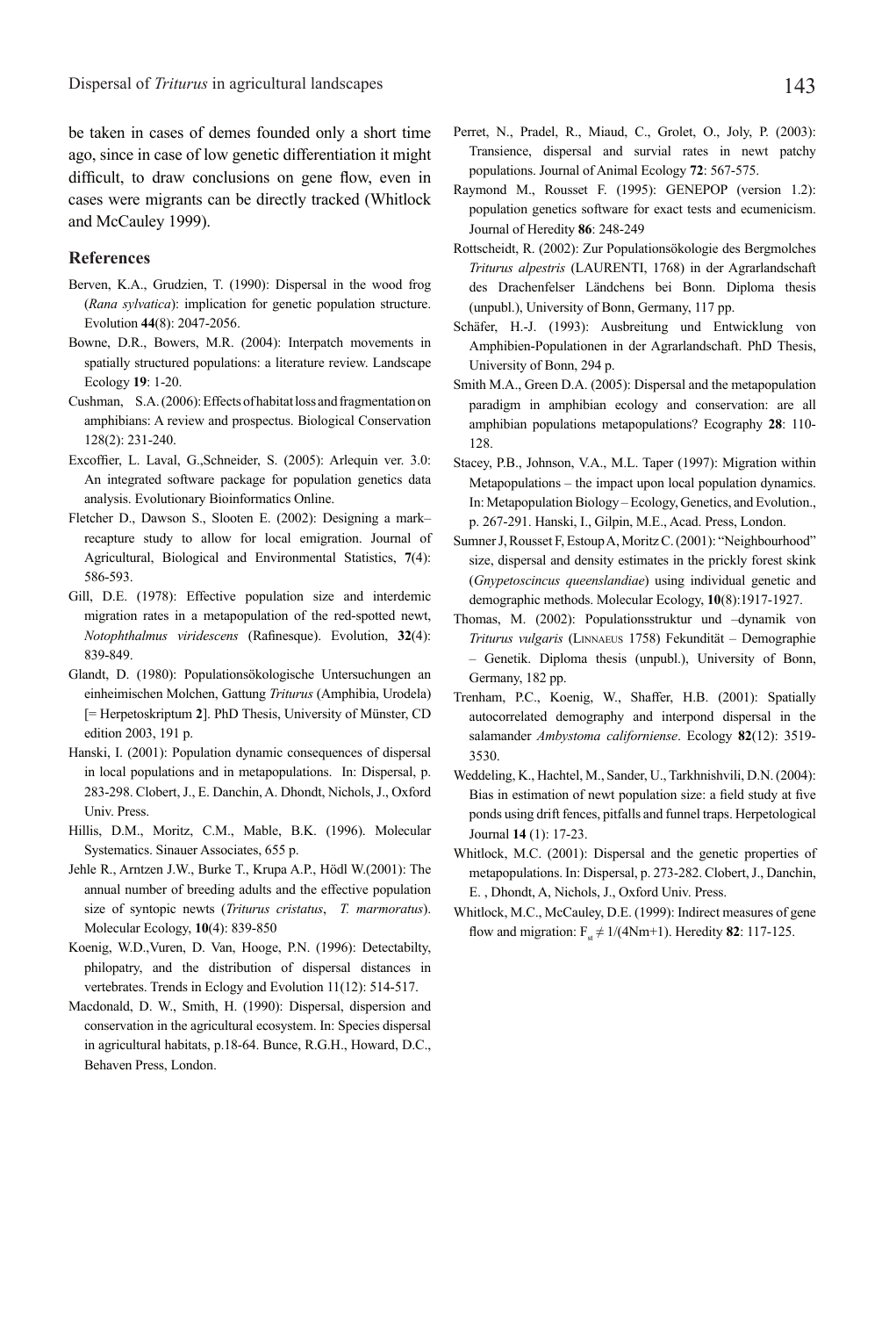be taken in cases of demes founded only a short time ago, since in case of low genetic differentiation it might difficult, to draw conclusions on gene flow, even in cases were migrants can be directly tracked (Whitlock and McCauley 1999).

## References

Berven, K.A., Grudzien, T. (1990): Dispersal in the wood frog (*Rana sylvatica*): implication for genetic population structure. Evolution **44**(8): 2047-2056.

Bowne, D.R., Bowers, M.R. (2004): Interpatch movements in spatially structured populations: a literature review. Landscape Ecology **19**: 1-20.

Cushman, S.A. (2006): Effects of habitat loss and fragmentation on amphibians: A review and prospectus. Biological Conservation 128(2): 231-240.

Excoffier, L. Laval, G.,Schneider, S. (2005): Arlequin ver. 3.0: An integrated software package for population genetics data analysis. Evolutionary Bioinformatics Online.

Fletcher D., Dawson S., Slooten E. (2002): Designing a mark–recapture study to allow for local emigration. Journal of Agricultural, Biological and Environmental Statistics, **7**(4): 586-593.

Gill, D.E. (1978): Effective population size and interdemic migration rates in a metapopulation of the red-spotted newt, *Notophthalmus viridescens* (Rafinesque). Evolution, **32**(4): 839-849.

Glandt, D. (1980): Populationsökologische Untersuchungen an einheimischen Molchen, Gattung *Triturus* (Amphibia, Urodela) [= Herpetoskriptum **2**]. PhD Thesis, University of Münster, CD edition 2003, 191 p.

Hanski, I. (2001): Population dynamic consequences of dispersal in local populations and in metapopulations. In: Dispersal, p. 283-298. Clobert, J., E. Danchin, A. Dhondt, Nichols, J., Oxford Univ. Press.

Hillis, D.M., Moritz, C.M., Mable, B.K. (1996). Molecular Systematics. Sinauer Associates, 655 p.

Jehle R., Arntzen J.W., Burke T., Krupa A.P., Hödl W.(2001): The annual number of breeding adults and the effective population size of syntopic newts (*Triturus cristatus*, *T. marmoratus*). Molecular Ecology, **10**(4): 839-850

Koenig, W.D.,Vuren, D. Van, Hooge, P.N. (1996): Detectabilty, philopatry, and the distribution of dispersal distances in vertebrates. Trends in Eclogy and Evolution 11(12): 514-517.

Macdonald, D. W., Smith, H. (1990): Dispersal, dispersion and conservation in the agricultural ecosystem. In: Species dispersal in agricultural habitats, p.18-64. Bunce, R.G.H., Howard, D.C., Behaven Press, London.

Perret, N., Pradel, R., Miaud, C., Grolet, O., Joly, P. (2003): Transience, dispersal and survial rates in newt patchy populations. Journal of Animal Ecology **72**: 567-575.

Raymond M., Rousset F. (1995): GENEPOP (version 1.2): population genetics software for exact tests and ecumenicism. Journal of Heredity **86**: 248-249

Rottscheidt, R. (2002): Zur Populationsökologie des Bergmolches *Triturus alpestris* (LAURENTI, 1768) in der Agrarlandschaft des Drachenfelser Ländchens bei Bonn. Diploma thesis (unpubl.), University of Bonn, Germany, 117 pp.

Schäfer, H.-J. (1993): Ausbreitung und Entwicklung von Amphibien-Populationen in der Agrarlandschaft. PhD Thesis, University of Bonn, 294 p.

Smith M.A., Green D.A. (2005): Dispersal and the metapopulation paradigm in amphibian ecology and conservation: are all amphibian populations metapopulations? Ecography **28**: 110-128.

Stacey, P.B., Johnson, V.A., M.L. Taper (1997): Migration within Metapopulations – the impact upon local population dynamics. In: Metapopulation Biology – Ecology, Genetics, and Evolution., p. 267-291. Hanski, I., Gilpin, M.E., Acad. Press, London.

Sumner J, Rousset F, Estoup A, Moritz C. (2001): "Neighbourhood" size, dispersal and density estimates in the prickly forest skink (*Gnypetoscincus queenslandiae*) using individual genetic and demographic methods. Molecular Ecology, **10**(8):1917-1927.

Thomas, M. (2002): Populationsstruktur und –dynamik von *Triturus vulgaris* (LINNAEUS 1758) Fekundität – Demographie – Genetik. Diploma thesis (unpubl.), University of Bonn, Germany, 182 pp.

Trenham, P.C., Koenig, W., Shaffer, H.B. (2001): Spatially autocorrelated demography and interpond dispersal in the salamander *Ambystoma californiense*. Ecology **82**(12): 3519-3530.

Weddeling, K., Hachtel, M., Sander, U., Tarkhnishvili, D.N. (2004): Bias in estimation of newt population size: a field study at five ponds using drift fences, pitfalls and funnel traps. Herpetological Journal **14** (1): 17-23.

Whitlock, M.C. (2001): Dispersal and the genetic properties of metapopulations. In: Dispersal, p. 273-282. Clobert, J., Danchin, E. , Dhondt, A, Nichols, J., Oxford Univ. Press.

Whitlock, M.C., McCauley, D.E. (1999): Indirect measures of gene flow and migration: $F_{st} \neq 1/(4Nm+1)$. Heredity **82**: 117-125.